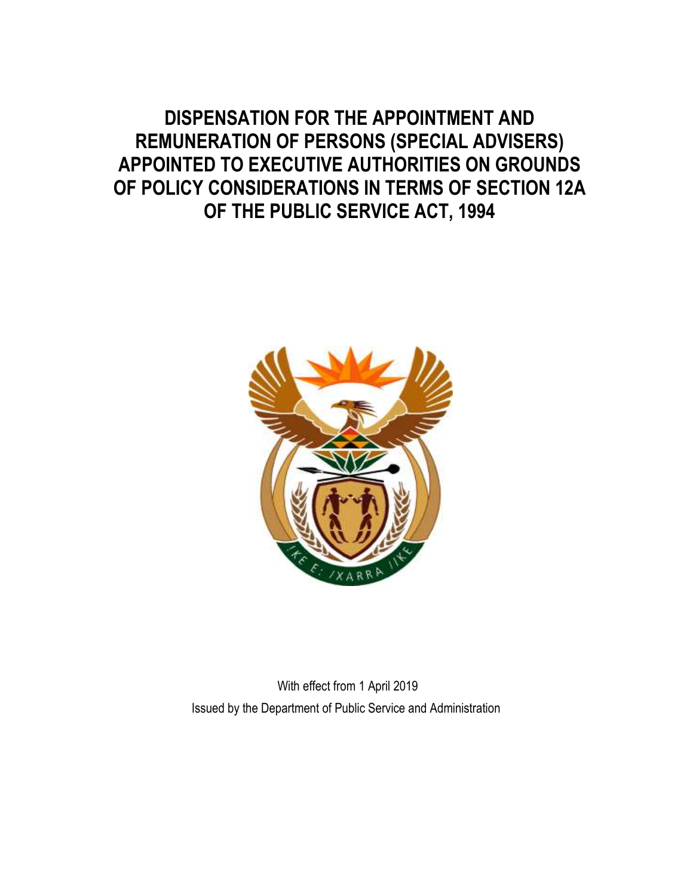# DISPENSATION FOR THE APPOINTMENT AND REMUNERATION OF PERSONS (SPECIAL ADVISERS) APPOINTED TO EXECUTIVE AUTHORITIES ON GROUNDS OF POLICY CONSIDERATIONS IN TERMS OF SECTION 12A OF THE PUBLIC SERVICE ACT, 1994

With effect from 1 April 2019

Issued by the Department of Public Service and Administration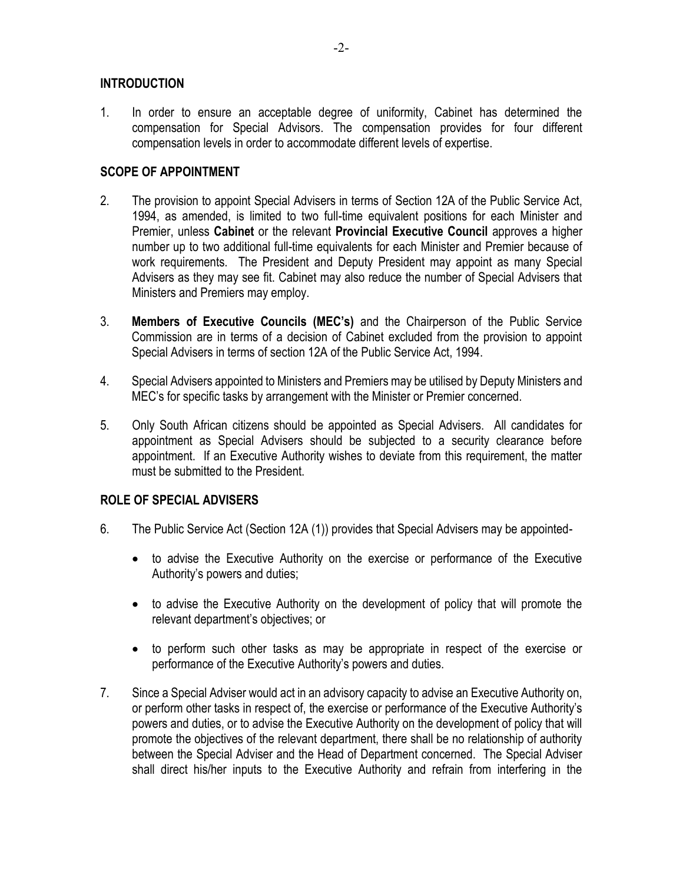## INTRODUCTION

1. In order to ensure an acceptable degree of uniformity, Cabinet has determined the compensation for Special Advisors. The compensation provides for four different compensation levels in order to accommodate different levels of expertise.

## SCOPE OF APPOINTMENT

2. The provision to appoint Special Advisers in terms of Section 12A of the Public Service Act, 1994, as amended, is limited to two full-time equivalent positions for each Minister and Premier, unless **Cabinet** or the relevant **Provincial Executive Council** approves a higher number up to two additional full-time equivalents for each Minister and Premier because of work requirements. The President and Deputy President may appoint as many Special Advisers as they may see fit. Cabinet may also reduce the number of Special Advisers that Ministers and Premiers may employ.

3. **Members of Executive Councils (MEC's)** and the Chairperson of the Public Service Commission are in terms of a decision of Cabinet excluded from the provision to appoint Special Advisers in terms of section 12A of the Public Service Act, 1994.

4. Special Advisers appointed to Ministers and Premiers may be utilised by Deputy Ministers and MEC's for specific tasks by arrangement with the Minister or Premier concerned.

5. Only South African citizens should be appointed as Special Advisers. All candidates for appointment as Special Advisers should be subjected to a security clearance before appointment. If an Executive Authority wishes to deviate from this requirement, the matter must be submitted to the President.

## ROLE OF SPECIAL ADVISERS

6. The Public Service Act (Section 12A (1)) provides that Special Advisers may be appointed-

   - to advise the Executive Authority on the exercise or performance of the Executive Authority's powers and duties;

   - to advise the Executive Authority on the development of policy that will promote the relevant department's objectives; or

   - to perform such other tasks as may be appropriate in respect of the exercise or performance of the Executive Authority's powers and duties.

7. Since a Special Adviser would act in an advisory capacity to advise an Executive Authority on, or perform other tasks in respect of, the exercise or performance of the Executive Authority's powers and duties, or to advise the Executive Authority on the development of policy that will promote the objectives of the relevant department, there shall be no relationship of authority between the Special Adviser and the Head of Department concerned. The Special Adviser shall direct his/her inputs to the Executive Authority and refrain from interfering in the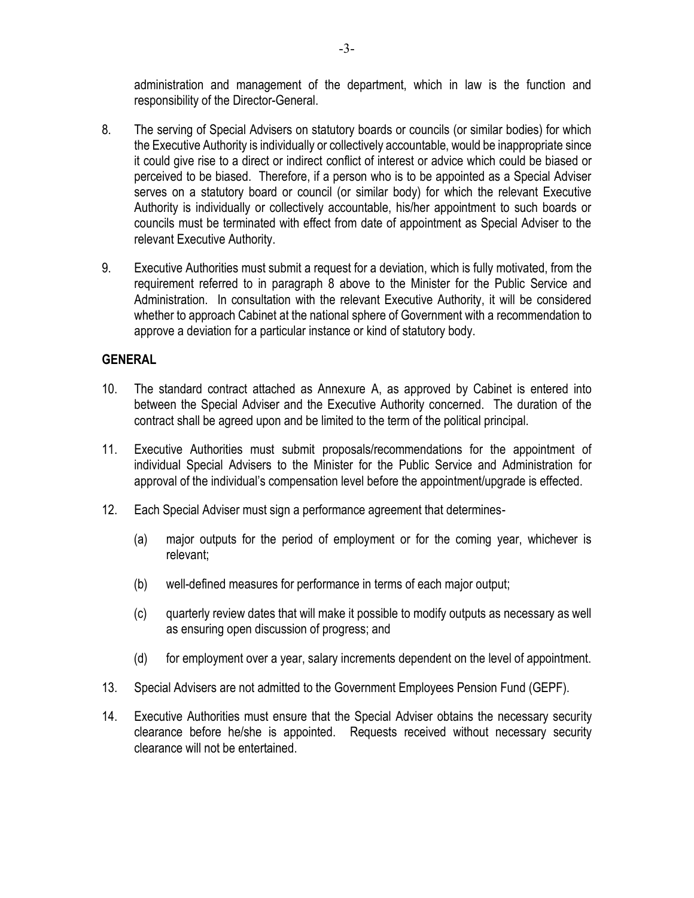administration and management of the department, which in law is the function and responsibility of the Director-General.

8. The serving of Special Advisers on statutory boards or councils (or similar bodies) for which the Executive Authority is individually or collectively accountable, would be inappropriate since it could give rise to a direct or indirect conflict of interest or advice which could be biased or perceived to be biased. Therefore, if a person who is to be appointed as a Special Adviser serves on a statutory board or council (or similar body) for which the relevant Executive Authority is individually or collectively accountable, his/her appointment to such boards or councils must be terminated with effect from date of appointment as Special Adviser to the relevant Executive Authority.

9. Executive Authorities must submit a request for a deviation, which is fully motivated, from the requirement referred to in paragraph 8 above to the Minister for the Public Service and Administration. In consultation with the relevant Executive Authority, it will be considered whether to approach Cabinet at the national sphere of Government with a recommendation to approve a deviation for a particular instance or kind of statutory body.

## GENERAL

10. The standard contract attached as Annexure A, as approved by Cabinet is entered into between the Special Adviser and the Executive Authority concerned. The duration of the contract shall be agreed upon and be limited to the term of the political principal.

11. Executive Authorities must submit proposals/recommendations for the appointment of individual Special Advisers to the Minister for the Public Service and Administration for approval of the individual's compensation level before the appointment/upgrade is effected.

12. Each Special Adviser must sign a performance agreement that determines-

    (a) major outputs for the period of employment or for the coming year, whichever is relevant;

    (b) well-defined measures for performance in terms of each major output;

    (c) quarterly review dates that will make it possible to modify outputs as necessary as well as ensuring open discussion of progress; and

    (d) for employment over a year, salary increments dependent on the level of appointment.

13. Special Advisers are not admitted to the Government Employees Pension Fund (GEPF).

14. Executive Authorities must ensure that the Special Adviser obtains the necessary security clearance before he/she is appointed. Requests received without necessary security clearance will not be entertained.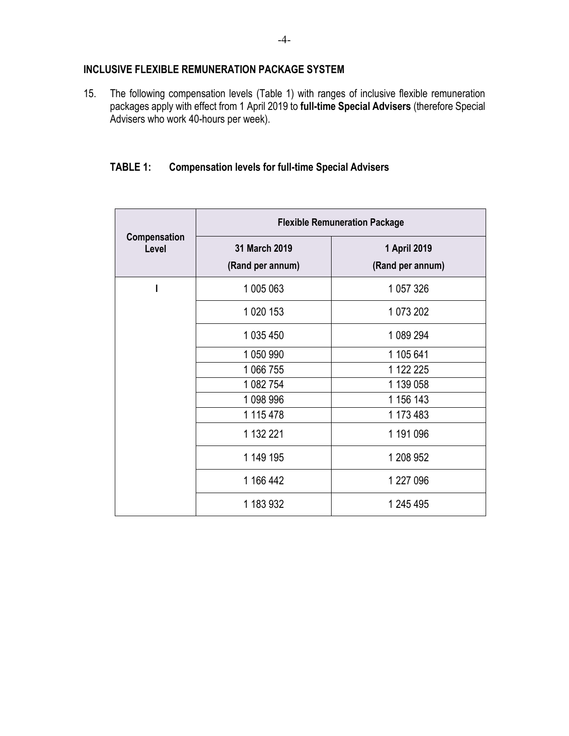## INCLUSIVE FLEXIBLE REMUNERATION PACKAGE SYSTEM

15. The following compensation levels (Table 1) with ranges of inclusive flexible remuneration packages apply with effect from 1 April 2019 to **full-time Special Advisers** (therefore Special Advisers who work 40-hours per week).

**TABLE 1: Compensation levels for full-time Special Advisers**

| Compensation Level | Flexible Remuneration Package | |
|---|---|---|
| | 31 March 2019 (Rand per annum) | 1 April 2019 (Rand per annum) |
| I | 1 005 063 | 1 057 326 |
| | 1 020 153 | 1 073 202 |
| | 1 035 450 | 1 089 294 |
| | 1 050 990 | 1 105 641 |
| | 1 066 755 | 1 122 225 |
| | 1 082 754 | 1 139 058 |
| | 1 098 996 | 1 156 143 |
| | 1 115 478 | 1 173 483 |
| | 1 132 221 | 1 191 096 |
| | 1 149 195 | 1 208 952 |
| | 1 166 442 | 1 227 096 |
| | 1 183 932 | 1 245 495 |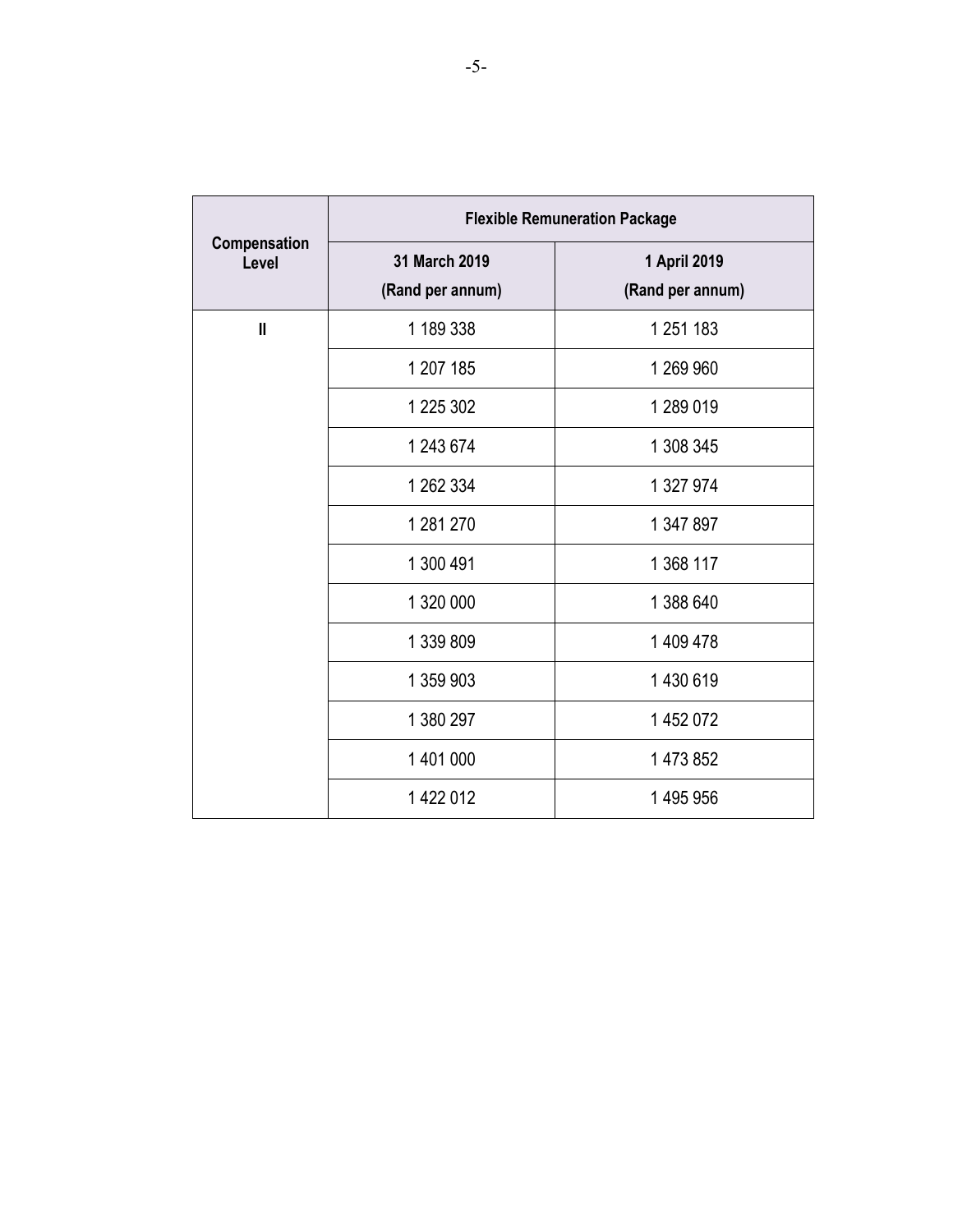| Compensation Level | Flexible Remuneration Package | |
|---|---|---|
| | 31 March 2019 (Rand per annum) | 1 April 2019 (Rand per annum) |
| II | 1 189 338 | 1 251 183 |
| | 1 207 185 | 1 269 960 |
| | 1 225 302 | 1 289 019 |
| | 1 243 674 | 1 308 345 |
| | 1 262 334 | 1 327 974 |
| | 1 281 270 | 1 347 897 |
| | 1 300 491 | 1 368 117 |
| | 1 320 000 | 1 388 640 |
| | 1 339 809 | 1 409 478 |
| | 1 359 903 | 1 430 619 |
| | 1 380 297 | 1 452 072 |
| | 1 401 000 | 1 473 852 |
| | 1 422 012 | 1 495 956 |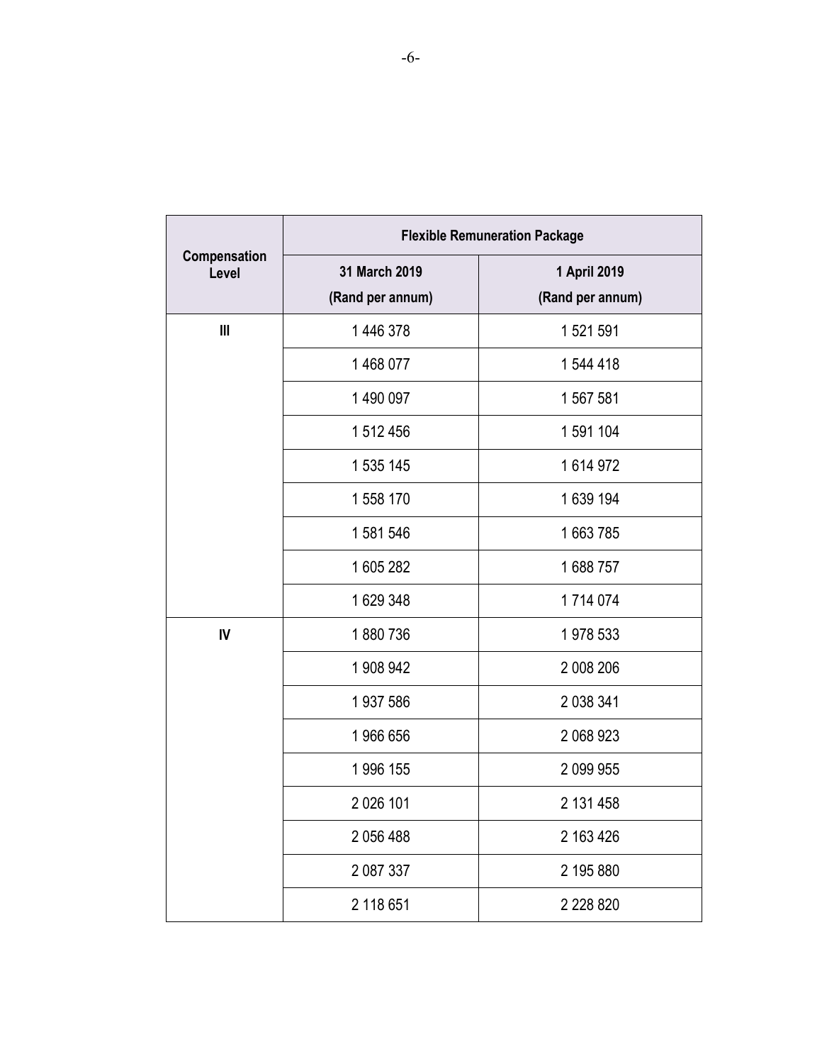| Compensation Level | Flexible Remuneration Package | |
|---|---|---|
| | 31 March 2019 (Rand per annum) | 1 April 2019 (Rand per annum) |
| III | 1 446 378 | 1 521 591 |
| | 1 468 077 | 1 544 418 |
| | 1 490 097 | 1 567 581 |
| | 1 512 456 | 1 591 104 |
| | 1 535 145 | 1 614 972 |
| | 1 558 170 | 1 639 194 |
| | 1 581 546 | 1 663 785 |
| | 1 605 282 | 1 688 757 |
| | 1 629 348 | 1 714 074 |
| IV | 1 880 736 | 1 978 533 |
| | 1 908 942 | 2 008 206 |
| | 1 937 586 | 2 038 341 |
| | 1 966 656 | 2 068 923 |
| | 1 996 155 | 2 099 955 |
| | 2 026 101 | 2 131 458 |
| | 2 056 488 | 2 163 426 |
| | 2 087 337 | 2 195 880 |
| | 2 118 651 | 2 228 820 |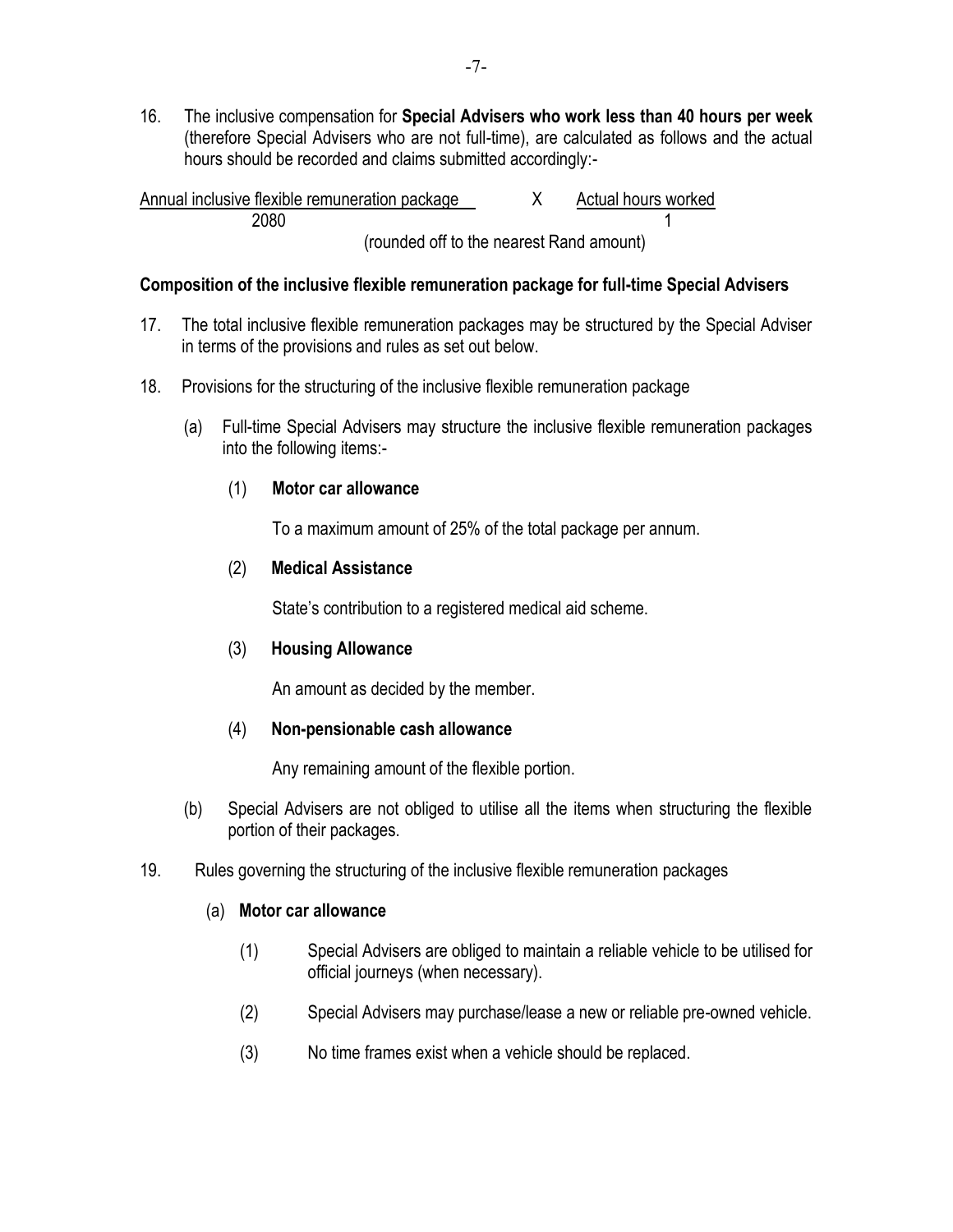16. The inclusive compensation for **Special Advisers who work less than 40 hours per week** (therefore Special Advisers who are not full-time), are calculated as follows and the actual hours should be recorded and claims submitted accordingly:-

$$\frac{\text{Annual inclusive flexible remuneration package}}{2080} \times \frac{\text{Actual hours worked}}{1}$$

(rounded off to the nearest Rand amount)

**Composition of the inclusive flexible remuneration package for full-time Special Advisers**

17. The total inclusive flexible remuneration packages may be structured by the Special Adviser in terms of the provisions and rules as set out below.

18. Provisions for the structuring of the inclusive flexible remuneration package

    (a) Full-time Special Advisers may structure the inclusive flexible remuneration packages into the following items:-

    (1) **Motor car allowance**

    To a maximum amount of 25% of the total package per annum.

    (2) **Medical Assistance**

    State's contribution to a registered medical aid scheme.

    (3) **Housing Allowance**

    An amount as decided by the member.

    (4) **Non-pensionable cash allowance**

    Any remaining amount of the flexible portion.

    (b) Special Advisers are not obliged to utilise all the items when structuring the flexible portion of their packages.

19. Rules governing the structuring of the inclusive flexible remuneration packages

    (a) **Motor car allowance**

    (1) Special Advisers are obliged to maintain a reliable vehicle to be utilised for official journeys (when necessary).

    (2) Special Advisers may purchase/lease a new or reliable pre-owned vehicle.

    (3) No time frames exist when a vehicle should be replaced.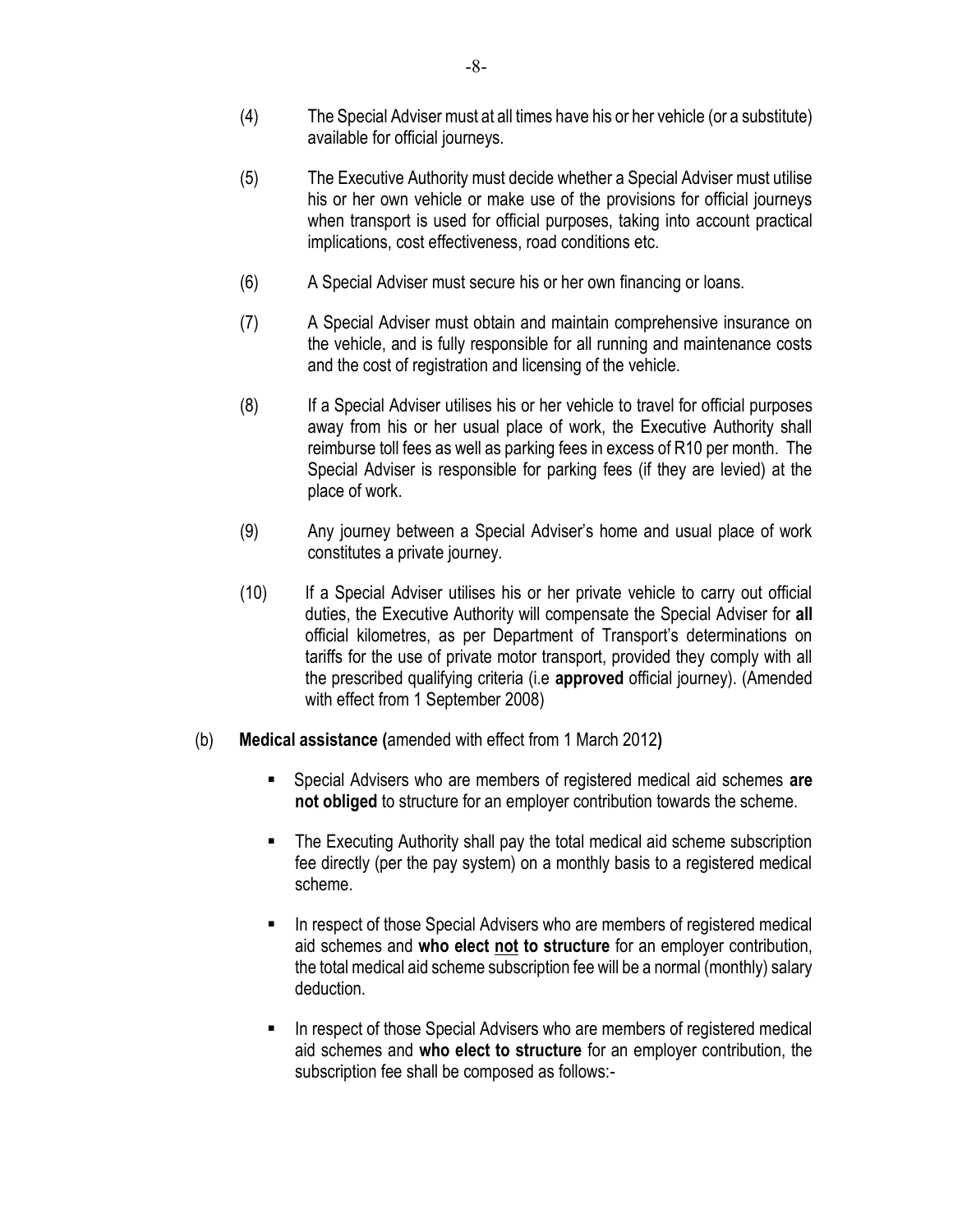(4) The Special Adviser must at all times have his or her vehicle (or a substitute) available for official journeys.

(5) The Executive Authority must decide whether a Special Adviser must utilise his or her own vehicle or make use of the provisions for official journeys when transport is used for official purposes, taking into account practical implications, cost effectiveness, road conditions etc.

(6) A Special Adviser must secure his or her own financing or loans.

(7) A Special Adviser must obtain and maintain comprehensive insurance on the vehicle, and is fully responsible for all running and maintenance costs and the cost of registration and licensing of the vehicle.

(8) If a Special Adviser utilises his or her vehicle to travel for official purposes away from his or her usual place of work, the Executive Authority shall reimburse toll fees as well as parking fees in excess of R10 per month. The Special Adviser is responsible for parking fees (if they are levied) at the place of work.

(9) Any journey between a Special Adviser's home and usual place of work constitutes a private journey.

(10) If a Special Adviser utilises his or her private vehicle to carry out official duties, the Executive Authority will compensate the Special Adviser for **all** official kilometres, as per Department of Transport's determinations on tariffs for the use of private motor transport, provided they comply with all the prescribed qualifying criteria (i.e **approved** official journey). (Amended with effect from 1 September 2008)

(b) **Medical assistance (**amended with effect from 1 March 2012**)**

- Special Advisers who are members of registered medical aid schemes **are not obliged** to structure for an employer contribution towards the scheme.
- The Executing Authority shall pay the total medical aid scheme subscription fee directly (per the pay system) on a monthly basis to a registered medical scheme.
- In respect of those Special Advisers who are members of registered medical aid schemes and **who elect <u>not</u> to structure** for an employer contribution, the total medical aid scheme subscription fee will be a normal (monthly) salary deduction.
- In respect of those Special Advisers who are members of registered medical aid schemes and **who elect to structure** for an employer contribution, the subscription fee shall be composed as follows:-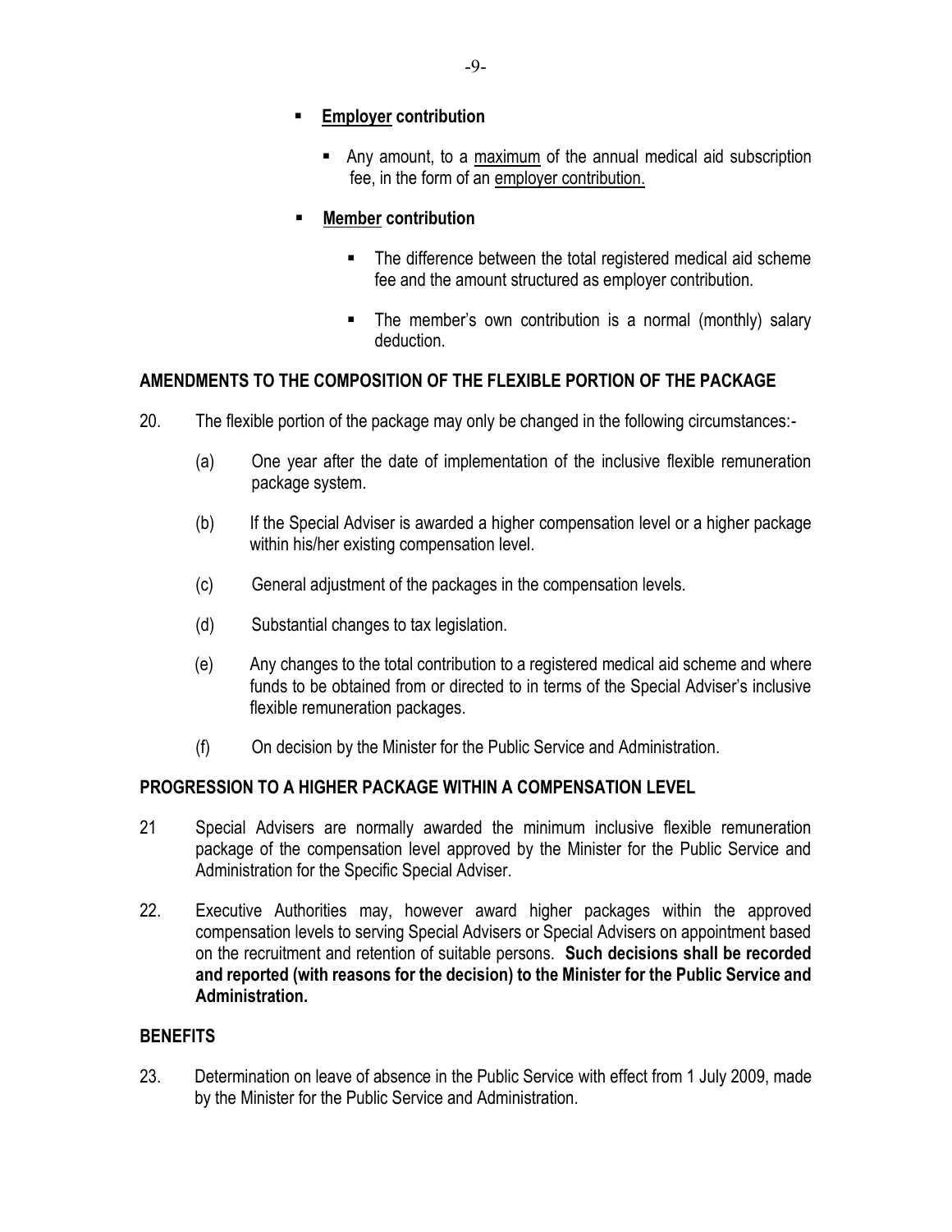- **<u>Employer</u> contribution**

  - Any amount, to a <u>maximum</u> of the annual medical aid subscription fee, in the form of an <u>employer contribution.</u>

- **<u>Member</u> contribution**

  - The difference between the total registered medical aid scheme fee and the amount structured as employer contribution.

  - The member's own contribution is a normal (monthly) salary deduction.

## AMENDMENTS TO THE COMPOSITION OF THE FLEXIBLE PORTION OF THE PACKAGE

20. The flexible portion of the package may only be changed in the following circumstances:-

    (a) One year after the date of implementation of the inclusive flexible remuneration package system.

    (b) If the Special Adviser is awarded a higher compensation level or a higher package within his/her existing compensation level.

    (c) General adjustment of the packages in the compensation levels.

    (d) Substantial changes to tax legislation.

    (e) Any changes to the total contribution to a registered medical aid scheme and where funds to be obtained from or directed to in terms of the Special Adviser's inclusive flexible remuneration packages.

    (f) On decision by the Minister for the Public Service and Administration.

## PROGRESSION TO A HIGHER PACKAGE WITHIN A COMPENSATION LEVEL

21 Special Advisers are normally awarded the minimum inclusive flexible remuneration package of the compensation level approved by the Minister for the Public Service and Administration for the Specific Special Adviser.

22. Executive Authorities may, however award higher packages within the approved compensation levels to serving Special Advisers or Special Advisers on appointment based on the recruitment and retention of suitable persons. **Such decisions shall be recorded and reported (with reasons for the decision) to the Minister for the Public Service and Administration.**

## BENEFITS

23. Determination on leave of absence in the Public Service with effect from 1 July 2009, made by the Minister for the Public Service and Administration.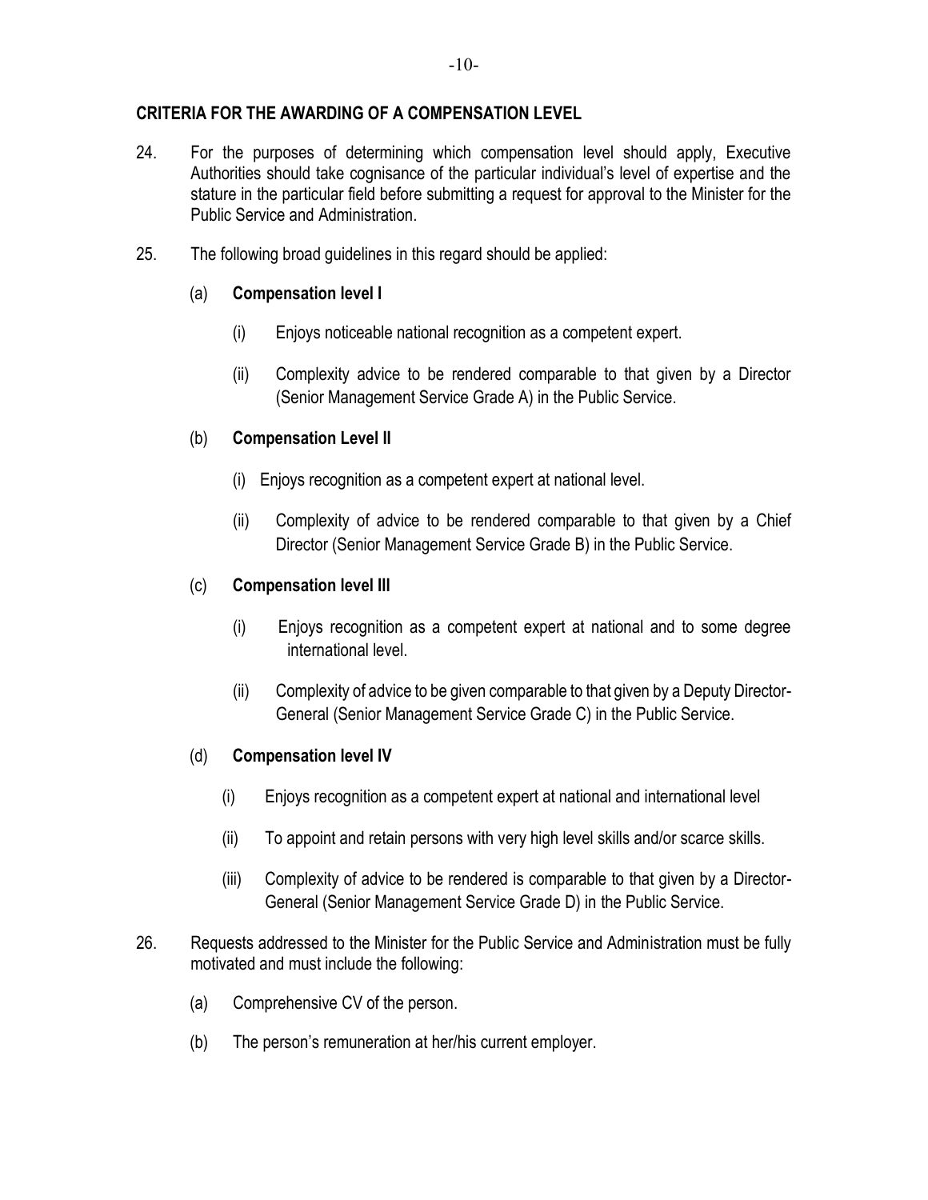## CRITERIA FOR THE AWARDING OF A COMPENSATION LEVEL

24. For the purposes of determining which compensation level should apply, Executive Authorities should take cognisance of the particular individual's level of expertise and the stature in the particular field before submitting a request for approval to the Minister for the Public Service and Administration.

25. The following broad guidelines in this regard should be applied:

   (a) **Compensation level I**

      (i) Enjoys noticeable national recognition as a competent expert.

      (ii) Complexity advice to be rendered comparable to that given by a Director (Senior Management Service Grade A) in the Public Service.

   (b) **Compensation Level II**

      (i) Enjoys recognition as a competent expert at national level.

      (ii) Complexity of advice to be rendered comparable to that given by a Chief Director (Senior Management Service Grade B) in the Public Service.

   (c) **Compensation level III**

      (i) Enjoys recognition as a competent expert at national and to some degree international level.

      (ii) Complexity of advice to be given comparable to that given by a Deputy Director-General (Senior Management Service Grade C) in the Public Service.

   (d) **Compensation level IV**

      (i) Enjoys recognition as a competent expert at national and international level

      (ii) To appoint and retain persons with very high level skills and/or scarce skills.

      (iii) Complexity of advice to be rendered is comparable to that given by a Director-General (Senior Management Service Grade D) in the Public Service.

26. Requests addressed to the Minister for the Public Service and Administration must be fully motivated and must include the following:

   (a) Comprehensive CV of the person.

   (b) The person's remuneration at her/his current employer.